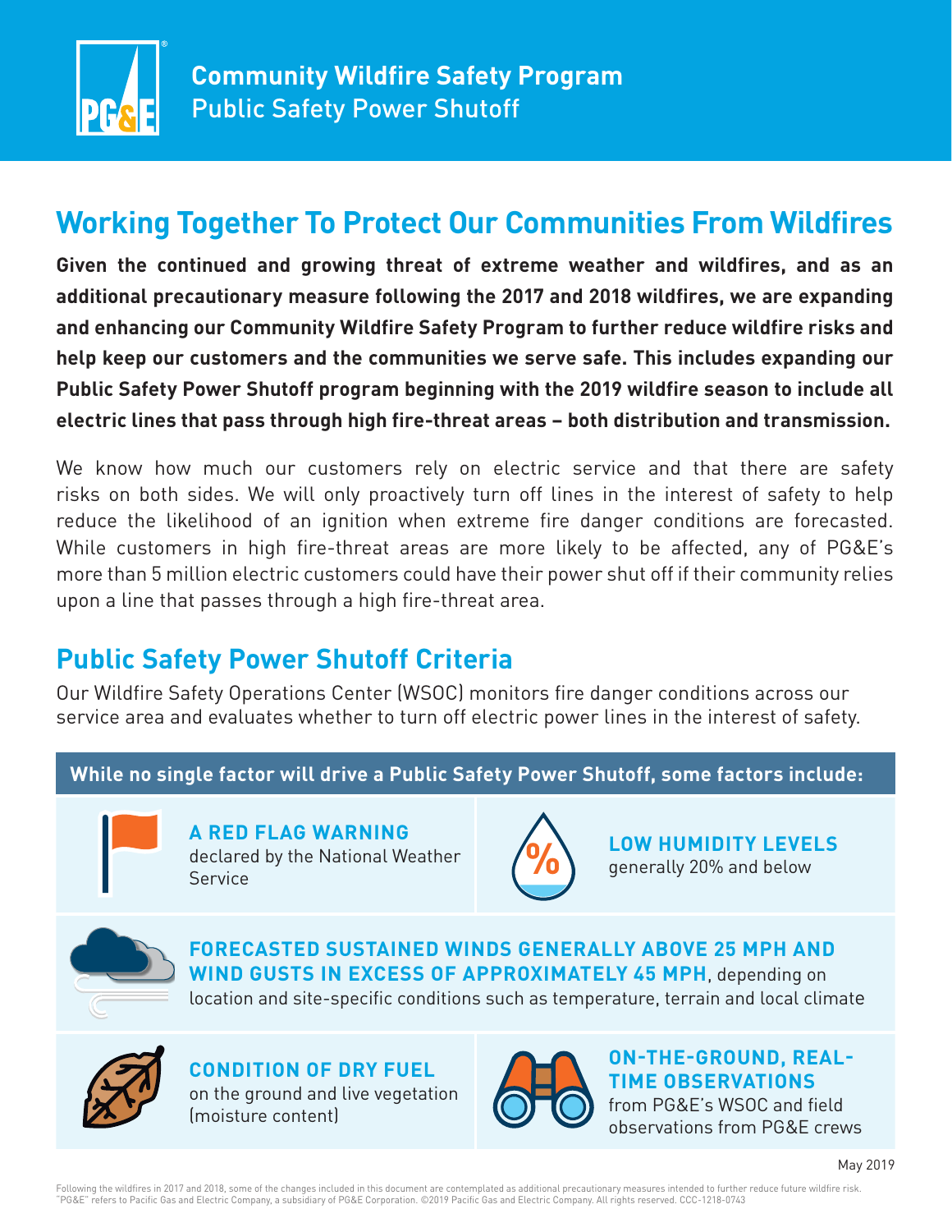# Community Wildfire Safety Program

Public Safety Power Shutoff

## Working Together To Protect Our Communities From Wildfires

**Given the continued and growing threat of extreme weather and wildfires, and as an additional precautionary measure following the 2017 and 2018 wildfires, we are expanding and enhancing our Community Wildfire Safety Program to further reduce wildfire risks and help keep our customers and the communities we serve safe. This includes expanding our Public Safety Power Shutoff program beginning with the 2019 wildfire season to include all electric lines that pass through high fire-threat areas – both distribution and transmission.**

We know how much our customers rely on electric service and that there are safety risks on both sides. We will only proactively turn off lines in the interest of safety to help reduce the likelihood of an ignition when extreme fire danger conditions are forecasted. While customers in high fire-threat areas are more likely to be affected, any of PG&E's more than 5 million electric customers could have their power shut off if their community relies upon a line that passes through a high fire-threat area.

## Public Safety Power Shutoff Criteria

Our Wildfire Safety Operations Center (WSOC) monitors fire danger conditions across our service area and evaluates whether to turn off electric power lines in the interest of safety.

**While no single factor will drive a Public Safety Power Shutoff, some factors include:**

- **A RED FLAG WARNING** declared by the National Weather Service
- **LOW HUMIDITY LEVELS** generally 20% and below
- **FORECASTED SUSTAINED WINDS GENERALLY ABOVE 25 MPH AND WIND GUSTS IN EXCESS OF APPROXIMATELY 45 MPH**, depending on location and site-specific conditions such as temperature, terrain and local climate
- **CONDITION OF DRY FUEL** on the ground and live vegetation (moisture content)
- **ON-THE-GROUND, REAL-TIME OBSERVATIONS** from PG&E's WSOC and field observations from PG&E crews

May 2019

Following the wildfires in 2017 and 2018, some of the changes included in this document are contemplated as additional precautionary measures intended to further reduce future wildfire risk. "PG&E" refers to Pacific Gas and Electric Company, a subsidiary of PG&E Corporation. ©2019 Pacific Gas and Electric Company. All rights reserved. CCC-1218-0743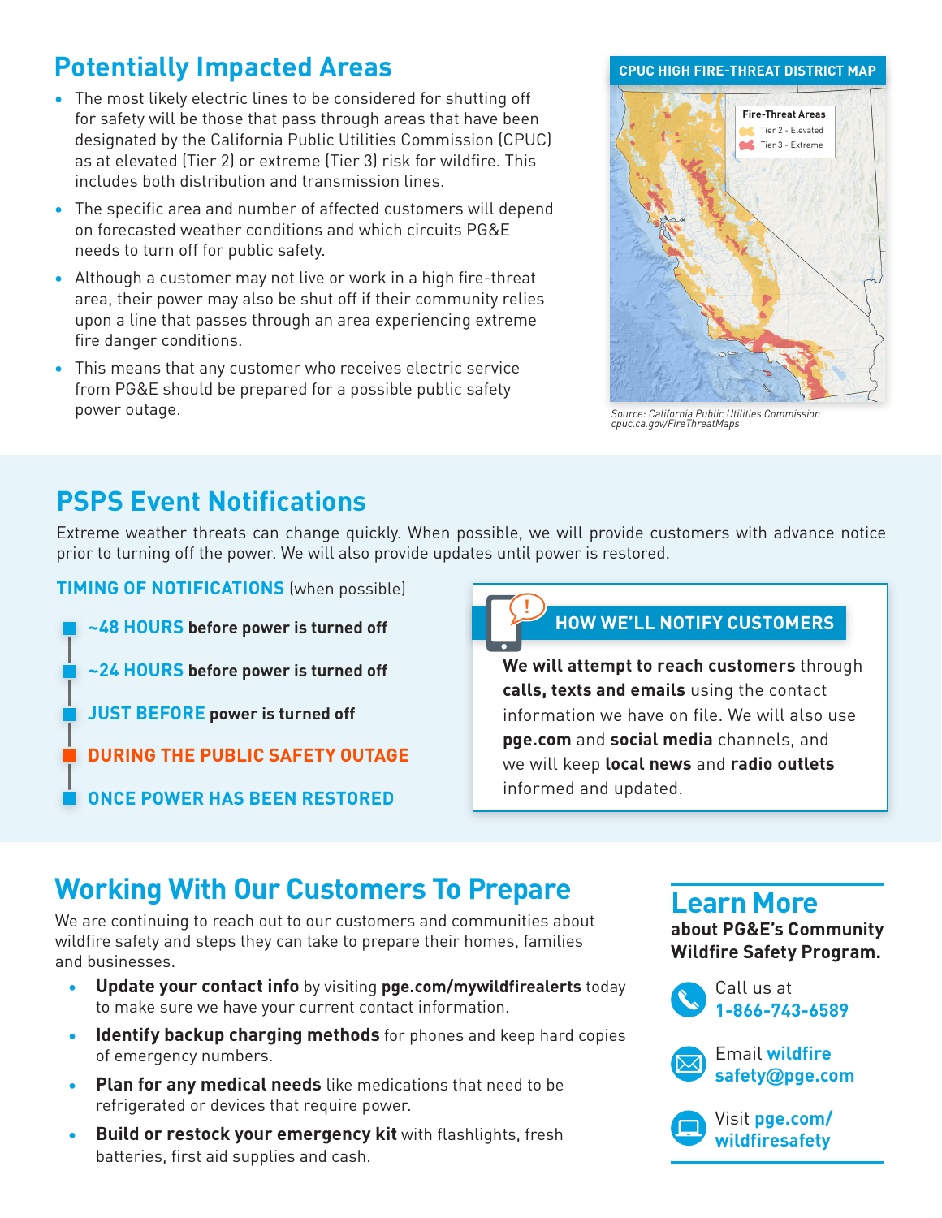## Potentially Impacted Areas

- The most likely electric lines to be considered for shutting off for safety will be those that pass through areas that have been designated by the California Public Utilities Commission (CPUC) as at elevated (Tier 2) or extreme (Tier 3) risk for wildfire. This includes both distribution and transmission lines.
- The specific area and number of affected customers will depend on forecasted weather conditions and which circuits PG&E needs to turn off for public safety.
- Although a customer may not live or work in a high fire-threat area, their power may also be shut off if their community relies upon a line that passes through an area experiencing extreme fire danger conditions.
- This means that any customer who receives electric service from PG&E should be prepared for a possible public safety power outage.

**CPUC HIGH FIRE-THREAT DISTRICT MAP**

Fire-Threat Areas
Tier 2 - Elevated
Tier 3 - Extreme

*Source: California Public Utilities Commission cpuc.ca.gov/FireThreatMaps*

## PSPS Event Notifications

Extreme weather threats can change quickly. When possible, we will provide customers with advance notice prior to turning off the power. We will also provide updates until power is restored.

**TIMING OF NOTIFICATIONS** (when possible)

- **~48 HOURS before power is turned off**
- **~24 HOURS before power is turned off**
- **JUST BEFORE power is turned off**
- **DURING THE PUBLIC SAFETY OUTAGE**
- **ONCE POWER HAS BEEN RESTORED**

**HOW WE'LL NOTIFY CUSTOMERS**

**We will attempt to reach customers** through **calls, texts and emails** using the contact information we have on file. We will also use **pge.com** and **social media** channels, and we will keep **local news** and **radio outlets** informed and updated.

## Working With Our Customers To Prepare

We are continuing to reach out to our customers and communities about wildfire safety and steps they can take to prepare their homes, families and businesses.

- **Update your contact info** by visiting **pge.com/mywildfirealerts** today to make sure we have your current contact information.
- **Identify backup charging methods** for phones and keep hard copies of emergency numbers.
- **Plan for any medical needs** like medications that need to be refrigerated or devices that require power.
- **Build or restock your emergency kit** with flashlights, fresh batteries, first aid supplies and cash.

## Learn More

**about PG&E's Community Wildfire Safety Program.**

Call us at **1-866-743-6589**

Email **wildfiresafety@pge.com**

Visit **pge.com/wildfiresafety**